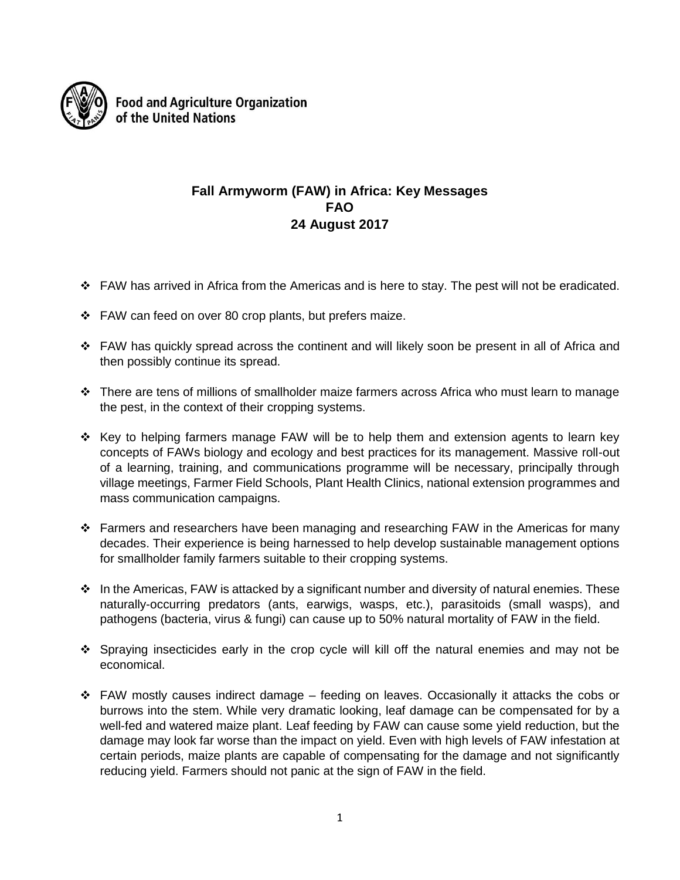Food and Agriculture Organization of the United Nations

# Fall Armyworm (FAW) in Africa: Key Messages
**FAO**
**24 August 2017**

- FAW has arrived in Africa from the Americas and is here to stay. The pest will not be eradicated.

- FAW can feed on over 80 crop plants, but prefers maize.

- FAW has quickly spread across the continent and will likely soon be present in all of Africa and then possibly continue its spread.

- There are tens of millions of smallholder maize farmers across Africa who must learn to manage the pest, in the context of their cropping systems.

- Key to helping farmers manage FAW will be to help them and extension agents to learn key concepts of FAWs biology and ecology and best practices for its management. Massive roll-out of a learning, training, and communications programme will be necessary, principally through village meetings, Farmer Field Schools, Plant Health Clinics, national extension programmes and mass communication campaigns.

- Farmers and researchers have been managing and researching FAW in the Americas for many decades. Their experience is being harnessed to help develop sustainable management options for smallholder family farmers suitable to their cropping systems.

- In the Americas, FAW is attacked by a significant number and diversity of natural enemies. These naturally-occurring predators (ants, earwigs, wasps, etc.), parasitoids (small wasps), and pathogens (bacteria, virus & fungi) can cause up to 50% natural mortality of FAW in the field.

- Spraying insecticides early in the crop cycle will kill off the natural enemies and may not be economical.

- FAW mostly causes indirect damage – feeding on leaves. Occasionally it attacks the cobs or burrows into the stem. While very dramatic looking, leaf damage can be compensated for by a well-fed and watered maize plant. Leaf feeding by FAW can cause some yield reduction, but the damage may look far worse than the impact on yield. Even with high levels of FAW infestation at certain periods, maize plants are capable of compensating for the damage and not significantly reducing yield. Farmers should not panic at the sign of FAW in the field.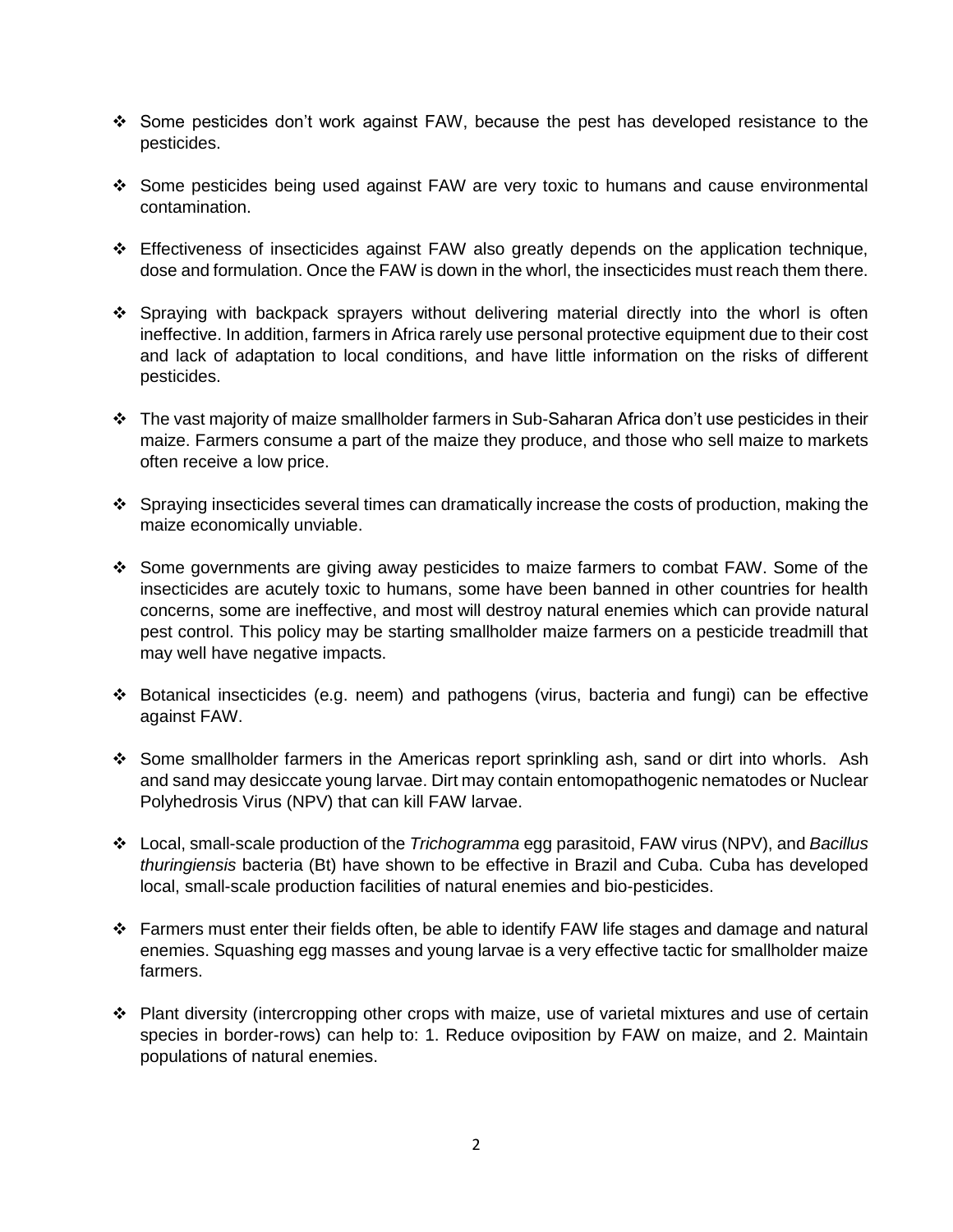- Some pesticides don't work against FAW, because the pest has developed resistance to the pesticides.

- Some pesticides being used against FAW are very toxic to humans and cause environmental contamination.

- Effectiveness of insecticides against FAW also greatly depends on the application technique, dose and formulation. Once the FAW is down in the whorl, the insecticides must reach them there.

- Spraying with backpack sprayers without delivering material directly into the whorl is often ineffective. In addition, farmers in Africa rarely use personal protective equipment due to their cost and lack of adaptation to local conditions, and have little information on the risks of different pesticides.

- The vast majority of maize smallholder farmers in Sub-Saharan Africa don't use pesticides in their maize. Farmers consume a part of the maize they produce, and those who sell maize to markets often receive a low price.

- Spraying insecticides several times can dramatically increase the costs of production, making the maize economically unviable.

- Some governments are giving away pesticides to maize farmers to combat FAW. Some of the insecticides are acutely toxic to humans, some have been banned in other countries for health concerns, some are ineffective, and most will destroy natural enemies which can provide natural pest control. This policy may be starting smallholder maize farmers on a pesticide treadmill that may well have negative impacts.

- Botanical insecticides (e.g. neem) and pathogens (virus, bacteria and fungi) can be effective against FAW.

- Some smallholder farmers in the Americas report sprinkling ash, sand or dirt into whorls. Ash and sand may desiccate young larvae. Dirt may contain entomopathogenic nematodes or Nuclear Polyhedrosis Virus (NPV) that can kill FAW larvae.

- Local, small-scale production of the *Trichogramma* egg parasitoid, FAW virus (NPV), and *Bacillus thuringiensis* bacteria (Bt) have shown to be effective in Brazil and Cuba. Cuba has developed local, small-scale production facilities of natural enemies and bio-pesticides.

- Farmers must enter their fields often, be able to identify FAW life stages and damage and natural enemies. Squashing egg masses and young larvae is a very effective tactic for smallholder maize farmers.

- Plant diversity (intercropping other crops with maize, use of varietal mixtures and use of certain species in border-rows) can help to: 1. Reduce oviposition by FAW on maize, and 2. Maintain populations of natural enemies.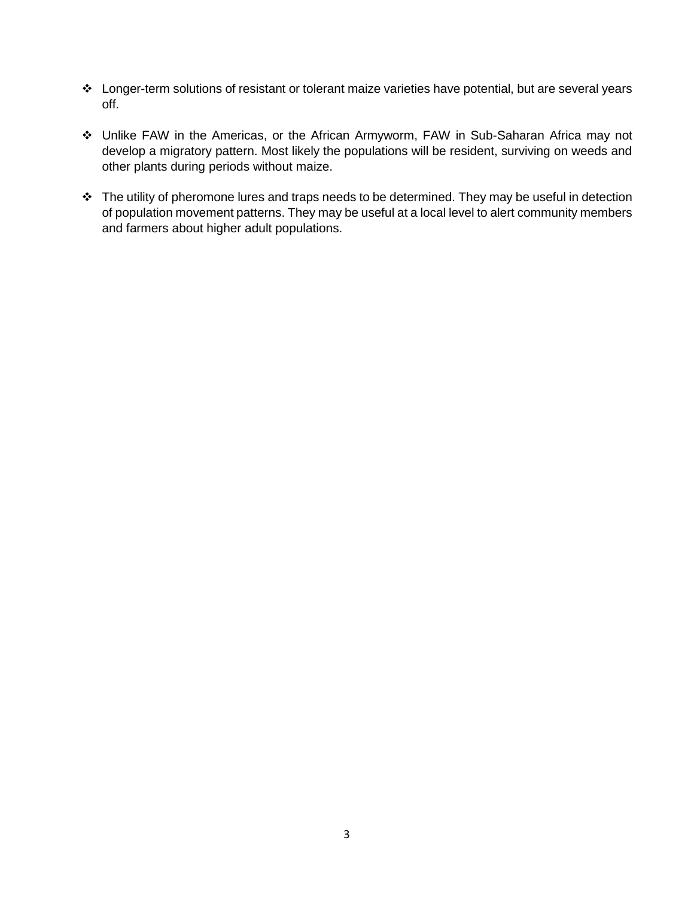- Longer-term solutions of resistant or tolerant maize varieties have potential, but are several years off.

- Unlike FAW in the Americas, or the African Armyworm, FAW in Sub-Saharan Africa may not develop a migratory pattern. Most likely the populations will be resident, surviving on weeds and other plants during periods without maize.

- The utility of pheromone lures and traps needs to be determined. They may be useful in detection of population movement patterns. They may be useful at a local level to alert community members and farmers about higher adult populations.